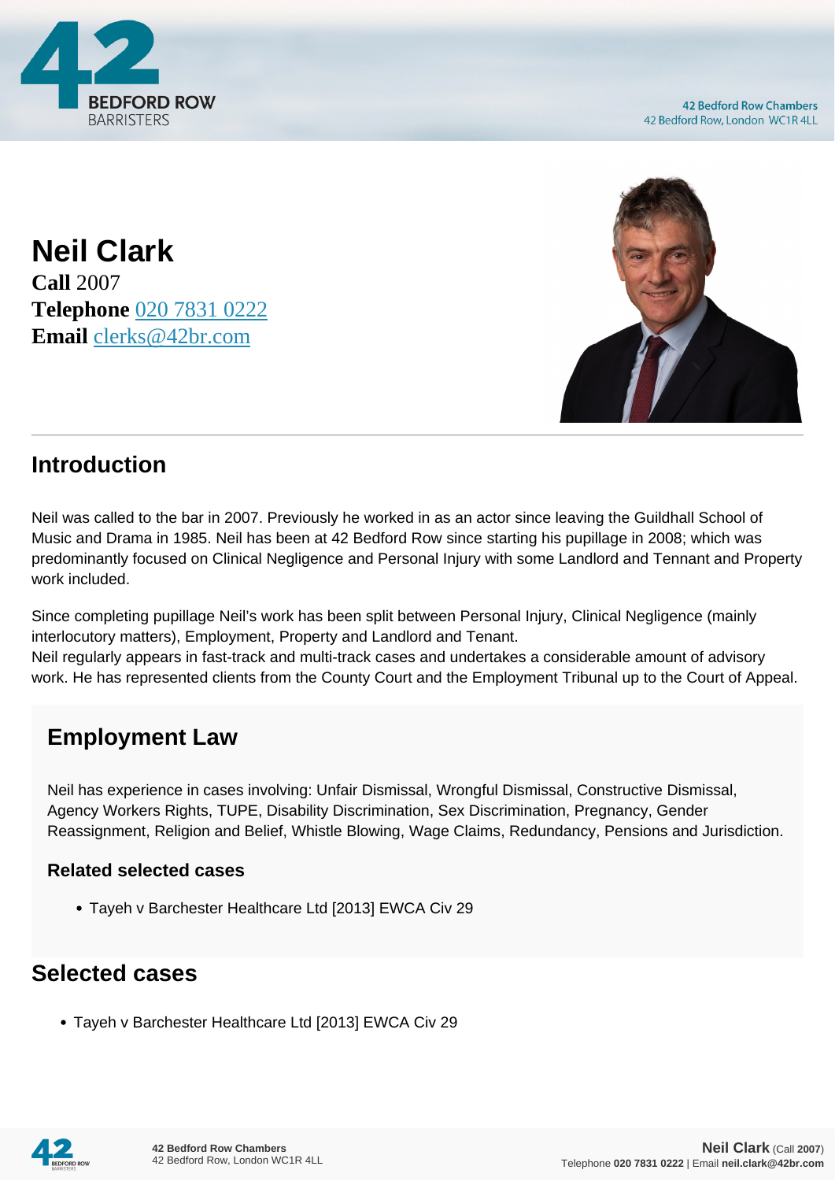# Neil Clark

**Call** 2007
**Telephone** 020 7831 0222
**Email** clerks@42br.com

## Introduction

Neil was called to the bar in 2007. Previously he worked in as an actor since leaving the Guildhall School of Music and Drama in 1985. Neil has been at 42 Bedford Row since starting his pupillage in 2008; which was predominantly focused on Clinical Negligence and Personal Injury with some Landlord and Tennant and Property work included.

Since completing pupillage Neil's work has been split between Personal Injury, Clinical Negligence (mainly interlocutory matters), Employment, Property and Landlord and Tenant.
Neil regularly appears in fast-track and multi-track cases and undertakes a considerable amount of advisory work. He has represented clients from the County Court and the Employment Tribunal up to the Court of Appeal.

## Employment Law

Neil has experience in cases involving: Unfair Dismissal, Wrongful Dismissal, Constructive Dismissal, Agency Workers Rights, TUPE, Disability Discrimination, Sex Discrimination, Pregnancy, Gender Reassignment, Religion and Belief, Whistle Blowing, Wage Claims, Redundancy, Pensions and Jurisdiction.

### Related selected cases

- Tayeh v Barchester Healthcare Ltd [2013] EWCA Civ 29

## Selected cases

- Tayeh v Barchester Healthcare Ltd [2013] EWCA Civ 29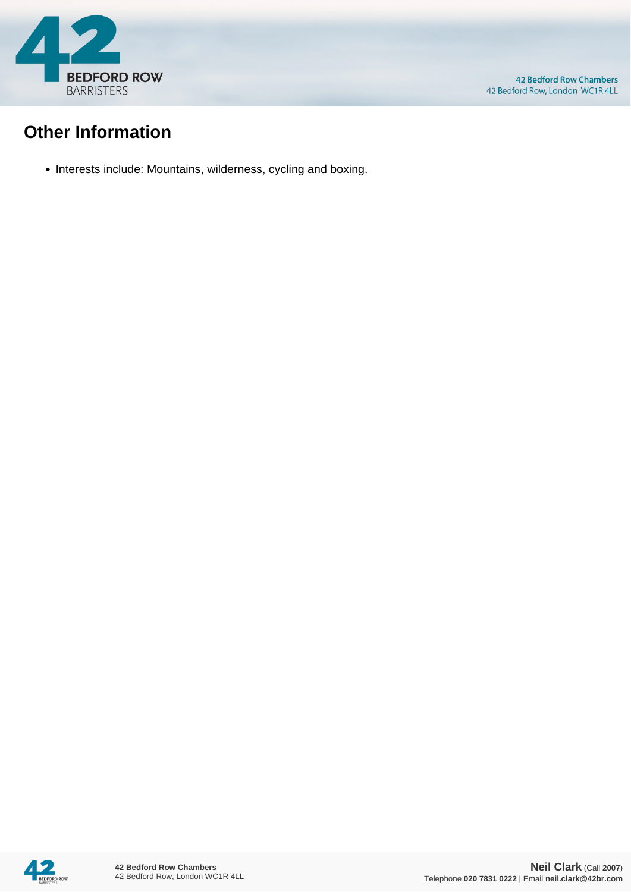## Other Information

- Interests include: Mountains, wilderness, cycling and boxing.